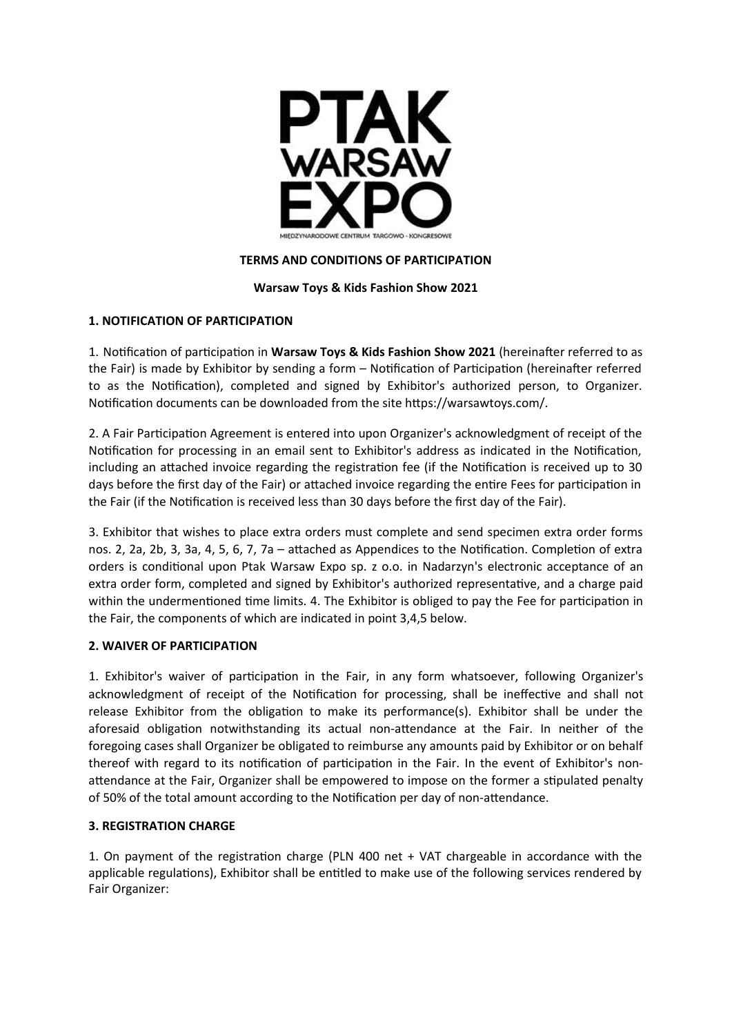PTAK
WARSAW
EXPO
MIĘDZYNARODOWE CENTRUM TARGOWO - KONGRESOWE

**TERMS AND CONDITIONS OF PARTICIPATION**

**Warsaw Toys & Kids Fashion Show 2021**

## 1. NOTIFICATION OF PARTICIPATION

1. Notification of participation in **Warsaw Toys & Kids Fashion Show 2021** (hereinafter referred to as the Fair) is made by Exhibitor by sending a form – Notification of Participation (hereinafter referred to as the Notification), completed and signed by Exhibitor's authorized person, to Organizer. Notification documents can be downloaded from the site https://warsawtoys.com/.

2. A Fair Participation Agreement is entered into upon Organizer's acknowledgment of receipt of the Notification for processing in an email sent to Exhibitor's address as indicated in the Notification, including an attached invoice regarding the registration fee (if the Notification is received up to 30 days before the first day of the Fair) or attached invoice regarding the entire Fees for participation in the Fair (if the Notification is received less than 30 days before the first day of the Fair).

3. Exhibitor that wishes to place extra orders must complete and send specimen extra order forms nos. 2, 2a, 2b, 3, 3a, 4, 5, 6, 7, 7a – attached as Appendices to the Notification. Completion of extra orders is conditional upon Ptak Warsaw Expo sp. z o.o. in Nadarzyn's electronic acceptance of an extra order form, completed and signed by Exhibitor's authorized representative, and a charge paid within the undermentioned time limits. 4. The Exhibitor is obliged to pay the Fee for participation in the Fair, the components of which are indicated in point 3,4,5 below.

## 2. WAIVER OF PARTICIPATION

1. Exhibitor's waiver of participation in the Fair, in any form whatsoever, following Organizer's acknowledgment of receipt of the Notification for processing, shall be ineffective and shall not release Exhibitor from the obligation to make its performance(s). Exhibitor shall be under the aforesaid obligation notwithstanding its actual non-attendance at the Fair. In neither of the foregoing cases shall Organizer be obligated to reimburse any amounts paid by Exhibitor or on behalf thereof with regard to its notification of participation in the Fair. In the event of Exhibitor's non-attendance at the Fair, Organizer shall be empowered to impose on the former a stipulated penalty of 50% of the total amount according to the Notification per day of non-attendance.

## 3. REGISTRATION CHARGE

1. On payment of the registration charge (PLN 400 net + VAT chargeable in accordance with the applicable regulations), Exhibitor shall be entitled to make use of the following services rendered by Fair Organizer: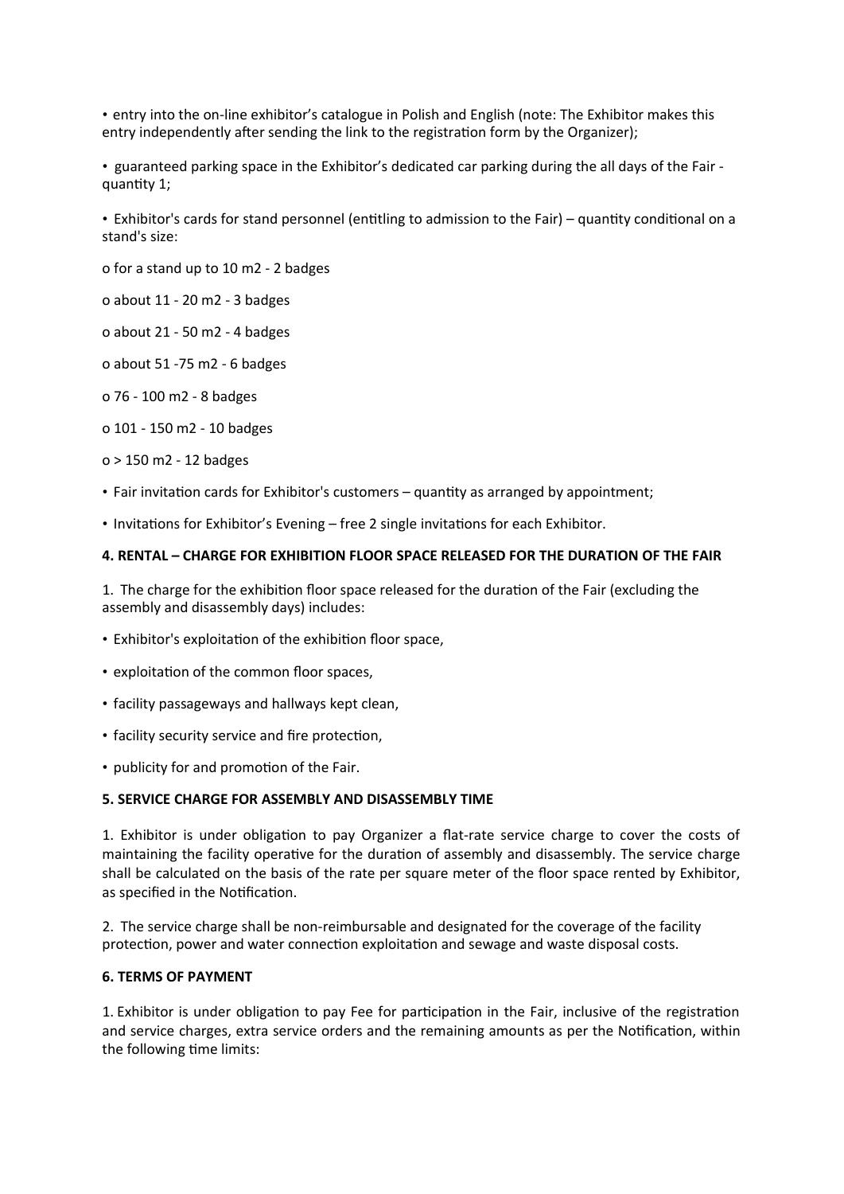- entry into the on-line exhibitor's catalogue in Polish and English (note: The Exhibitor makes this entry independently after sending the link to the registration form by the Organizer);
- guaranteed parking space in the Exhibitor's dedicated car parking during the all days of the Fair - quantity 1;
- Exhibitor's cards for stand personnel (entitling to admission to the Fair) – quantity conditional on a stand's size:
  - for a stand up to 10 m2 - 2 badges
  - about 11 - 20 m2 - 3 badges
  - about 21 - 50 m2 - 4 badges
  - about 51 -75 m2 - 6 badges
  - 76 - 100 m2 - 8 badges
  - 101 - 150 m2 - 10 badges
  - > 150 m2 - 12 badges
- Fair invitation cards for Exhibitor's customers – quantity as arranged by appointment;
- Invitations for Exhibitor's Evening – free 2 single invitations for each Exhibitor.

**4. RENTAL – CHARGE FOR EXHIBITION FLOOR SPACE RELEASED FOR THE DURATION OF THE FAIR**

1. The charge for the exhibition floor space released for the duration of the Fair (excluding the assembly and disassembly days) includes:

- Exhibitor's exploitation of the exhibition floor space,
- exploitation of the common floor spaces,
- facility passageways and hallways kept clean,
- facility security service and fire protection,
- publicity for and promotion of the Fair.

**5. SERVICE CHARGE FOR ASSEMBLY AND DISASSEMBLY TIME**

1. Exhibitor is under obligation to pay Organizer a flat-rate service charge to cover the costs of maintaining the facility operative for the duration of assembly and disassembly. The service charge shall be calculated on the basis of the rate per square meter of the floor space rented by Exhibitor, as specified in the Notification.

2. The service charge shall be non-reimbursable and designated for the coverage of the facility protection, power and water connection exploitation and sewage and waste disposal costs.

**6. TERMS OF PAYMENT**

1. Exhibitor is under obligation to pay Fee for participation in the Fair, inclusive of the registration and service charges, extra service orders and the remaining amounts as per the Notification, within the following time limits: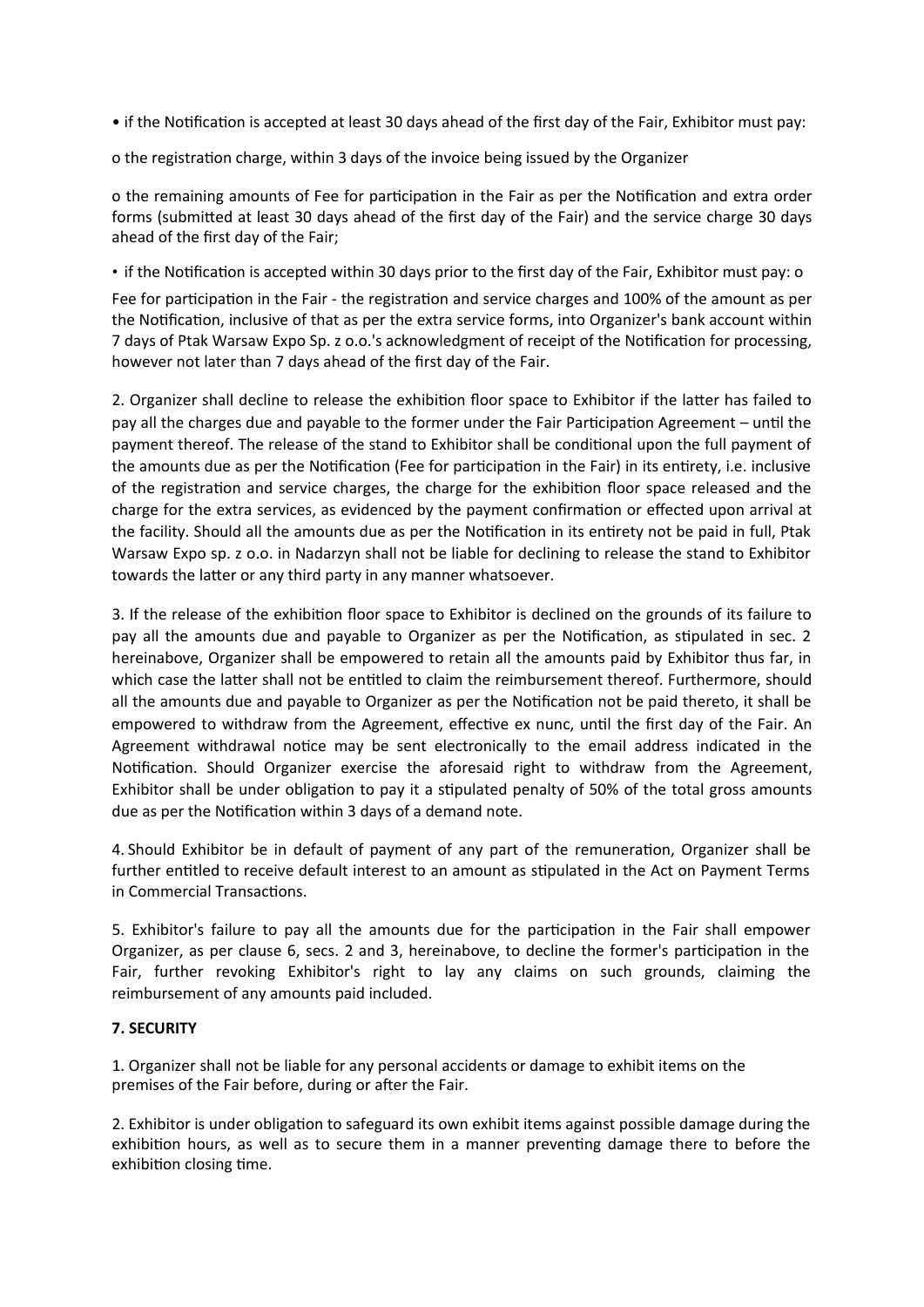- if the Notification is accepted at least 30 days ahead of the first day of the Fair, Exhibitor must pay:

  - the registration charge, within 3 days of the invoice being issued by the Organizer

  - the remaining amounts of Fee for participation in the Fair as per the Notification and extra order forms (submitted at least 30 days ahead of the first day of the Fair) and the service charge 30 days ahead of the first day of the Fair;

- if the Notification is accepted within 30 days prior to the first day of the Fair, Exhibitor must pay: o

  Fee for participation in the Fair - the registration and service charges and 100% of the amount as per the Notification, inclusive of that as per the extra service forms, into Organizer's bank account within 7 days of Ptak Warsaw Expo Sp. z o.o.'s acknowledgment of receipt of the Notification for processing, however not later than 7 days ahead of the first day of the Fair.

2. Organizer shall decline to release the exhibition floor space to Exhibitor if the latter has failed to pay all the charges due and payable to the former under the Fair Participation Agreement – until the payment thereof. The release of the stand to Exhibitor shall be conditional upon the full payment of the amounts due as per the Notification (Fee for participation in the Fair) in its entirety, i.e. inclusive of the registration and service charges, the charge for the exhibition floor space released and the charge for the extra services, as evidenced by the payment confirmation or effected upon arrival at the facility. Should all the amounts due as per the Notification in its entirety not be paid in full, Ptak Warsaw Expo sp. z o.o. in Nadarzyn shall not be liable for declining to release the stand to Exhibitor towards the latter or any third party in any manner whatsoever.

3. If the release of the exhibition floor space to Exhibitor is declined on the grounds of its failure to pay all the amounts due and payable to Organizer as per the Notification, as stipulated in sec. 2 hereinabove, Organizer shall be empowered to retain all the amounts paid by Exhibitor thus far, in which case the latter shall not be entitled to claim the reimbursement thereof. Furthermore, should all the amounts due and payable to Organizer as per the Notification not be paid thereto, it shall be empowered to withdraw from the Agreement, effective ex nunc, until the first day of the Fair. An Agreement withdrawal notice may be sent electronically to the email address indicated in the Notification. Should Organizer exercise the aforesaid right to withdraw from the Agreement, Exhibitor shall be under obligation to pay it a stipulated penalty of 50% of the total gross amounts due as per the Notification within 3 days of a demand note.

4. Should Exhibitor be in default of payment of any part of the remuneration, Organizer shall be further entitled to receive default interest to an amount as stipulated in the Act on Payment Terms in Commercial Transactions.

5. Exhibitor's failure to pay all the amounts due for the participation in the Fair shall empower Organizer, as per clause 6, secs. 2 and 3, hereinabove, to decline the former's participation in the Fair, further revoking Exhibitor's right to lay any claims on such grounds, claiming the reimbursement of any amounts paid included.

**7. SECURITY**

1. Organizer shall not be liable for any personal accidents or damage to exhibit items on the premises of the Fair before, during or after the Fair.

2. Exhibitor is under obligation to safeguard its own exhibit items against possible damage during the exhibition hours, as well as to secure them in a manner preventing damage there to before the exhibition closing time.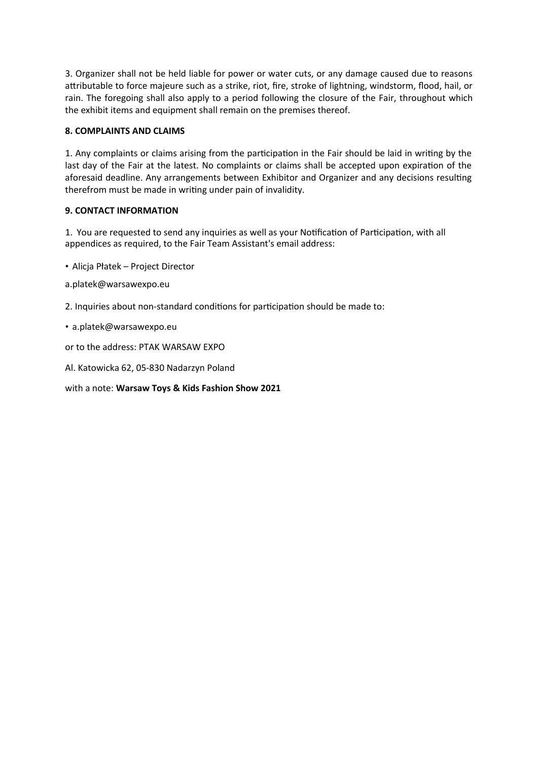3. Organizer shall not be held liable for power or water cuts, or any damage caused due to reasons attributable to force majeure such as a strike, riot, fire, stroke of lightning, windstorm, flood, hail, or rain. The foregoing shall also apply to a period following the closure of the Fair, throughout which the exhibit items and equipment shall remain on the premises thereof.

**8. COMPLAINTS AND CLAIMS**

1. Any complaints or claims arising from the participation in the Fair should be laid in writing by the last day of the Fair at the latest. No complaints or claims shall be accepted upon expiration of the aforesaid deadline. Any arrangements between Exhibitor and Organizer and any decisions resulting therefrom must be made in writing under pain of invalidity.

**9. CONTACT INFORMATION**

1. You are requested to send any inquiries as well as your Notification of Participation, with all appendices as required, to the Fair Team Assistant's email address:

• Alicja Płatek – Project Director

a.platek@warsawexpo.eu

2. Inquiries about non-standard conditions for participation should be made to:

• a.platek@warsawexpo.eu

or to the address: PTAK WARSAW EXPO

Al. Katowicka 62, 05-830 Nadarzyn Poland

with a note: **Warsaw Toys & Kids Fashion Show 2021**